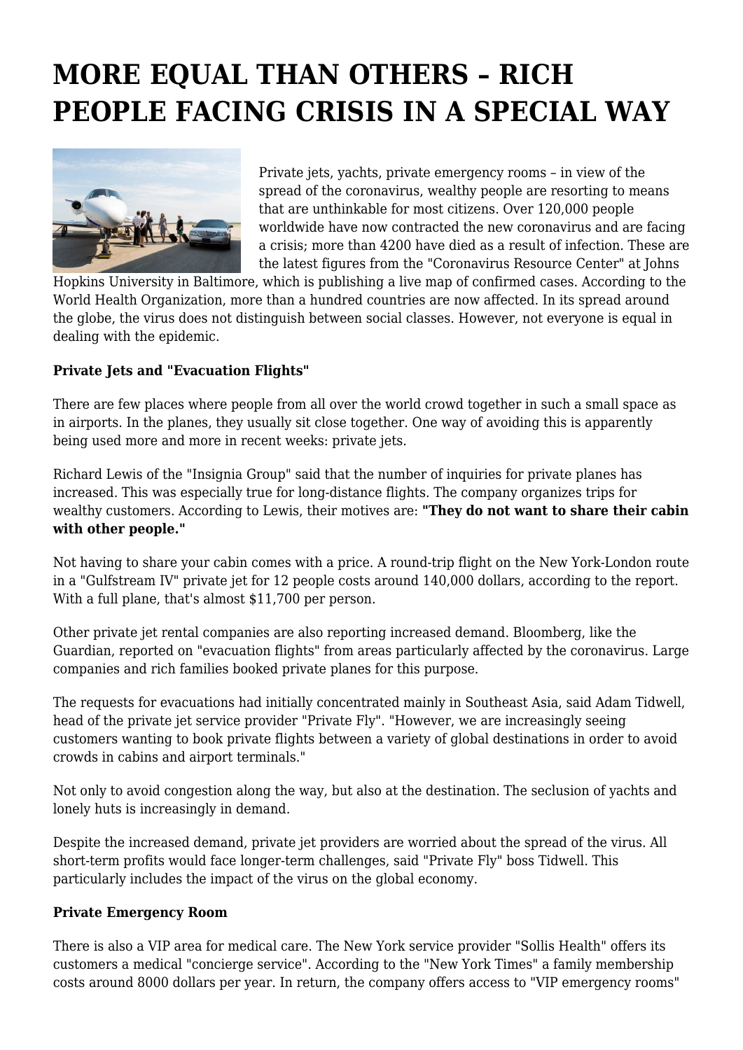# MORE EQUAL THAN OTHERS – RICH PEOPLE FACING CRISIS IN A SPECIAL WAY

Private jets, yachts, private emergency rooms – in view of the spread of the coronavirus, wealthy people are resorting to means that are unthinkable for most citizens. Over 120,000 people worldwide have now contracted the new coronavirus and are facing a crisis; more than 4200 have died as a result of infection. These are the latest figures from the "Coronavirus Resource Center" at Johns Hopkins University in Baltimore, which is publishing a live map of confirmed cases. According to the World Health Organization, more than a hundred countries are now affected. In its spread around the globe, the virus does not distinguish between social classes. However, not everyone is equal in dealing with the epidemic.

**Private Jets and "Evacuation Flights"**

There are few places where people from all over the world crowd together in such a small space as in airports. In the planes, they usually sit close together. One way of avoiding this is apparently being used more and more in recent weeks: private jets.

Richard Lewis of the "Insignia Group" said that the number of inquiries for private planes has increased. This was especially true for long-distance flights. The company organizes trips for wealthy customers. According to Lewis, their motives are: **"They do not want to share their cabin with other people."**

Not having to share your cabin comes with a price. A round-trip flight on the New York-London route in a "Gulfstream IV" private jet for 12 people costs around 140,000 dollars, according to the report. With a full plane, that's almost $11,700 per person.

Other private jet rental companies are also reporting increased demand. Bloomberg, like the Guardian, reported on "evacuation flights" from areas particularly affected by the coronavirus. Large companies and rich families booked private planes for this purpose.

The requests for evacuations had initially concentrated mainly in Southeast Asia, said Adam Tidwell, head of the private jet service provider "Private Fly". "However, we are increasingly seeing customers wanting to book private flights between a variety of global destinations in order to avoid crowds in cabins and airport terminals."

Not only to avoid congestion along the way, but also at the destination. The seclusion of yachts and lonely huts is increasingly in demand.

Despite the increased demand, private jet providers are worried about the spread of the virus. All short-term profits would face longer-term challenges, said "Private Fly" boss Tidwell. This particularly includes the impact of the virus on the global economy.

**Private Emergency Room**

There is also a VIP area for medical care. The New York service provider "Sollis Health" offers its customers a medical "concierge service". According to the "New York Times" a family membership costs around 8000 dollars per year. In return, the company offers access to "VIP emergency rooms"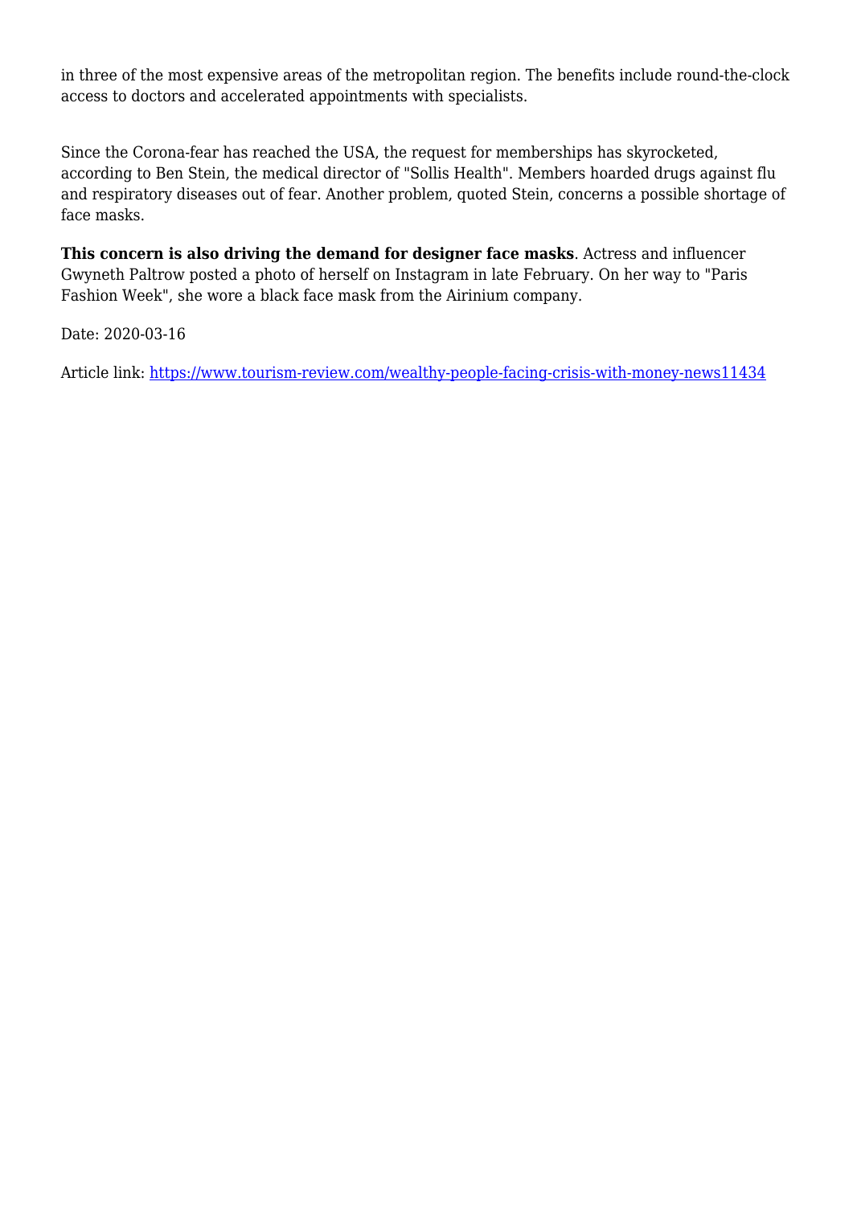in three of the most expensive areas of the metropolitan region. The benefits include round-the-clock access to doctors and accelerated appointments with specialists.

Since the Corona-fear has reached the USA, the request for memberships has skyrocketed, according to Ben Stein, the medical director of "Sollis Health". Members hoarded drugs against flu and respiratory diseases out of fear. Another problem, quoted Stein, concerns a possible shortage of face masks.

**This concern is also driving the demand for designer face masks**. Actress and influencer Gwyneth Paltrow posted a photo of herself on Instagram in late February. On her way to "Paris Fashion Week", she wore a black face mask from the Airinium company.

Date: 2020-03-16

Article link: [https://www.tourism-review.com/wealthy-people-facing-crisis-with-money-news11434](https://www.tourism-review.com/wealthy-people-facing-crisis-with-money-news11434)